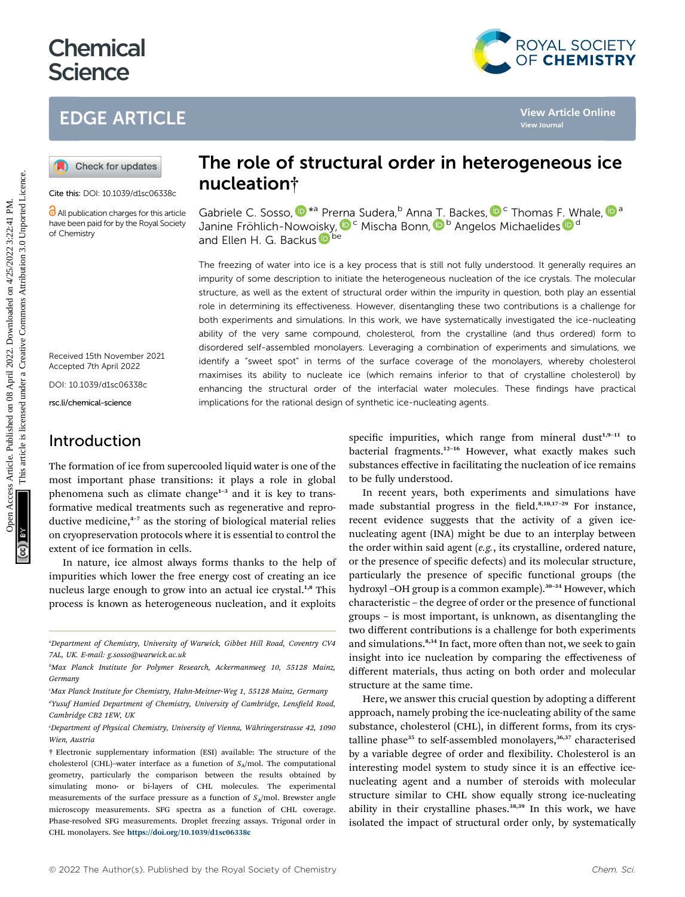# The role of structural order in heterogeneous ice nucleation†

Cite this: DOI: 10.1039/d1sc06338c

All publication charges for this article have been paid for by the Royal Society of Chemistry

Gabriele C. Sosso,*[a] Prerna Sudera,[b] Anna T. Backes,[c] Thomas F. Whale,[a] Janine Fröhlich-Nowoisky,[c] Mischa Bonn,[b] Angelos Michaelides[d] and Ellen H. G. Backus[be]

Received 15th November 2021
Accepted 7th April 2022

DOI: 10.1039/d1sc06338c

rsc.li/chemical-science

The freezing of water into ice is a key process that is still not fully understood. It generally requires an impurity of some description to initiate the heterogeneous nucleation of the ice crystals. The molecular structure, as well as the extent of structural order within the impurity in question, both play an essential role in determining its effectiveness. However, disentangling these two contributions is a challenge for both experiments and simulations. In this work, we have systematically investigated the ice-nucleating ability of the very same compound, cholesterol, from the crystalline (and thus ordered) form to disordered self-assembled monolayers. Leveraging a combination of experiments and simulations, we identify a "sweet spot" in terms of the surface coverage of the monolayers, whereby cholesterol maximises its ability to nucleate ice (which remains inferior to that of crystalline cholesterol) by enhancing the structural order of the interfacial water molecules. These findings have practical implications for the rational design of synthetic ice-nucleating agents.

## Introduction

The formation of ice from supercooled liquid water is one of the most important phase transitions: it plays a role in global phenomena such as climate change[1–3] and it is key to transformative medical treatments such as regenerative and reproductive medicine,[4–7] as the storing of biological material relies on cryopreservation protocols where it is essential to control the extent of ice formation in cells.

In nature, ice almost always forms thanks to the help of impurities which lower the free energy cost of creating an ice nucleus large enough to grow into an actual ice crystal.[1,8] This process is known as heterogeneous nucleation, and it exploits specific impurities, which range from mineral dust[1,9–11] to bacterial fragments.[12–16] However, what exactly makes such substances effective in facilitating the nucleation of ice remains to be fully understood.

In recent years, both experiments and simulations have made substantial progress in the field.[8,10,17–29] For instance, recent evidence suggests that the activity of a given ice-nucleating agent (INA) might be due to an interplay between the order within said agent (*e.g.*, its crystalline, ordered nature, or the presence of specific defects) and its molecular structure, particularly the presence of specific functional groups (the hydroxyl –OH group is a common example).[30–34] However, which characteristic – the degree of order or the presence of functional groups – is most important, is unknown, as disentangling the two different contributions is a challenge for both experiments and simulations.[8,34] In fact, more often than not, we seek to gain insight into ice nucleation by comparing the effectiveness of different materials, thus acting on both order and molecular structure at the same time.

Here, we answer this crucial question by adopting a different approach, namely probing the ice-nucleating ability of the same substance, cholesterol (CHL), in different forms, from its crystalline phase[35] to self-assembled monolayers,[36,37] characterised by a variable degree of order and flexibility. Cholesterol is an interesting model system to study since it is an effective ice-nucleating agent and a number of steroids with molecular structure similar to CHL show equally strong ice-nucleating ability in their crystalline phases.[38,39] In this work, we have isolated the impact of structural order only, by systematically

---

[a] Department of Chemistry, University of Warwick, Gibbet Hill Road, Coventry CV4 7AL, UK. E-mail: g.sosso@warwick.ac.uk

[b] Max Planck Institute for Polymer Research, Ackermannweg 10, 55128 Mainz, Germany

[c] Max Planck Institute for Chemistry, Hahn-Meitner-Weg 1, 55128 Mainz, Germany

[d] Yusuf Hamied Department of Chemistry, University of Cambridge, Lensfield Road, Cambridge CB2 1EW, UK

[e] Department of Physical Chemistry, University of Vienna, Währingerstrasse 42, 1090 Wien, Austria

† Electronic supplementary information (ESI) available: The structure of the cholesterol (CHL)–water interface as a function of $S_A$/mol. The computational geometry, particularly the comparison between the results obtained by simulating mono- or bi-layers of CHL molecules. The experimental measurements of the surface pressure as a function of $S_A$/mol. Brewster angle microscopy measurements. SFG spectra as a function of CHL coverage. Phase-resolved SFG measurements. Droplet freezing assays. Trigonal order in CHL monolayers. See https://doi.org/10.1039/d1sc06338c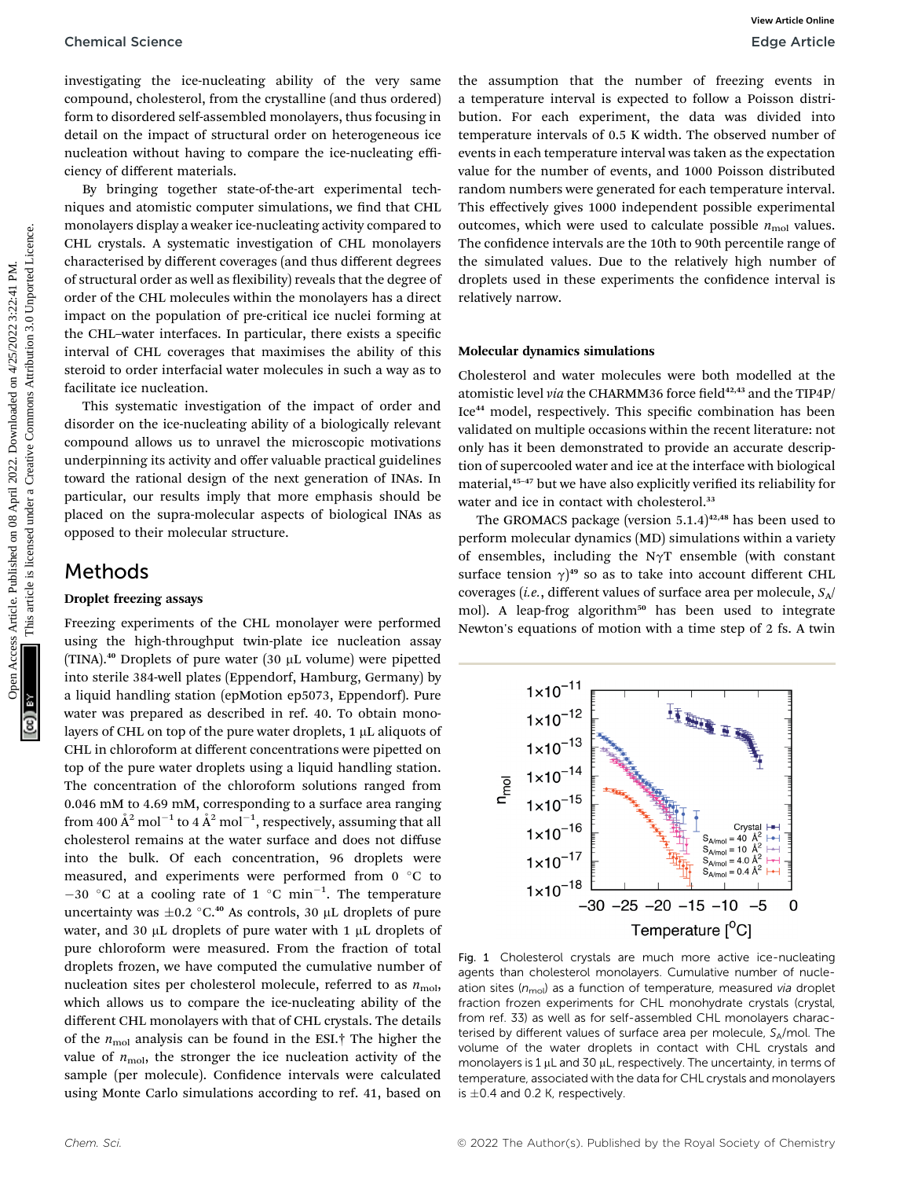investigating the ice-nucleating ability of the very same compound, cholesterol, from the crystalline (and thus ordered) form to disordered self-assembled monolayers, thus focusing in detail on the impact of structural order on heterogeneous ice nucleation without having to compare the ice-nucleating efficiency of different materials.

By bringing together state-of-the-art experimental techniques and atomistic computer simulations, we find that CHL monolayers display a weaker ice-nucleating activity compared to CHL crystals. A systematic investigation of CHL monolayers characterised by different coverages (and thus different degrees of structural order as well as flexibility) reveals that the degree of order of the CHL molecules within the monolayers has a direct impact on the population of pre-critical ice nuclei forming at the CHL–water interfaces. In particular, there exists a specific interval of CHL coverages that maximises the ability of this steroid to order interfacial water molecules in such a way as to facilitate ice nucleation.

This systematic investigation of the impact of order and disorder on the ice-nucleating ability of a biologically relevant compound allows us to unravel the microscopic motivations underpinning its activity and offer valuable practical guidelines toward the rational design of the next generation of INAs. In particular, our results imply that more emphasis should be placed on the supra-molecular aspects of biological INAs as opposed to their molecular structure.

# Methods

### Droplet freezing assays

Freezing experiments of the CHL monolayer were performed using the high-throughput twin-plate ice nucleation assay (TINA).[40] Droplets of pure water (30 μL volume) were pipetted into sterile 384-well plates (Eppendorf, Hamburg, Germany) by a liquid handling station (epMotion ep5073, Eppendorf). Pure water was prepared as described in ref. 40. To obtain monolayers of CHL on top of the pure water droplets, 1 μL aliquots of CHL in chloroform at different concentrations were pipetted on top of the pure water droplets using a liquid handling station. The concentration of the chloroform solutions ranged from 0.046 mM to 4.69 mM, corresponding to a surface area ranging from 400 $\text{Å}^2$ $\text{mol}^{-1}$ to 4 $\text{Å}^2$ $\text{mol}^{-1}$, respectively, assuming that all cholesterol remains at the water surface and does not diffuse into the bulk. Of each concentration, 96 droplets were measured, and experiments were performed from 0 °C to −30 °C at a cooling rate of 1 °C $\text{min}^{-1}$. The temperature uncertainty was ±0.2 °C.[40] As controls, 30 μL droplets of pure water, and 30 μL droplets of pure water with 1 μL droplets of pure chloroform were measured. From the fraction of total droplets frozen, we have computed the cumulative number of nucleation sites per cholesterol molecule, referred to as $n_{\text{mol}}$, which allows us to compare the ice-nucleating ability of the different CHL monolayers with that of CHL crystals. The details of the $n_{\text{mol}}$ analysis can be found in the ESI.† The higher the value of $n_{\text{mol}}$, the stronger the ice nucleation activity of the sample (per molecule). Confidence intervals were calculated using Monte Carlo simulations according to ref. 41, based on the assumption that the number of freezing events in a temperature interval is expected to follow a Poisson distribution. For each experiment, the data was divided into temperature intervals of 0.5 K width. The observed number of events in each temperature interval was taken as the expectation value for the number of events, and 1000 Poisson distributed random numbers were generated for each temperature interval. This effectively gives 1000 independent possible experimental outcomes, which were used to calculate possible $n_{\text{mol}}$ values. The confidence intervals are the 10th to 90th percentile range of the simulated values. Due to the relatively high number of droplets used in these experiments the confidence interval is relatively narrow.

### Molecular dynamics simulations

Cholesterol and water molecules were both modelled at the atomistic level *via* the CHARMM36 force field[42,43] and the TIP4P/Ice[44] model, respectively. This specific combination has been validated on multiple occasions within the recent literature: not only has it been demonstrated to provide an accurate description of supercooled water and ice at the interface with biological material,[45–47] but we have also explicitly verified its reliability for water and ice in contact with cholesterol.[33]

The GROMACS package (version 5.1.4)[42,48] has been used to perform molecular dynamics (MD) simulations within a variety of ensembles, including the N$\gamma$T ensemble (with constant surface tension $\gamma$)[49] so as to take into account different CHL coverages (*i.e.*, different values of surface area per molecule, $S_A$/mol). A leap-frog algorithm[50] has been used to integrate Newton's equations of motion with a time step of 2 fs. A twin

Fig. 1 Cholesterol crystals are much more active ice-nucleating agents than cholesterol monolayers. Cumulative number of nucleation sites ($n_{\text{mol}}$) as a function of temperature, measured *via* droplet fraction frozen experiments for CHL monohydrate crystals (crystal, from ref. 33) as well as for self-assembled CHL monolayers characterised by different values of surface area per molecule, $S_A$/mol. The volume of the water droplets in contact with CHL crystals and monolayers is 1 μL and 30 μL, respectively. The uncertainty, in terms of temperature, associated with the data for CHL crystals and monolayers is ±0.4 and 0.2 K, respectively.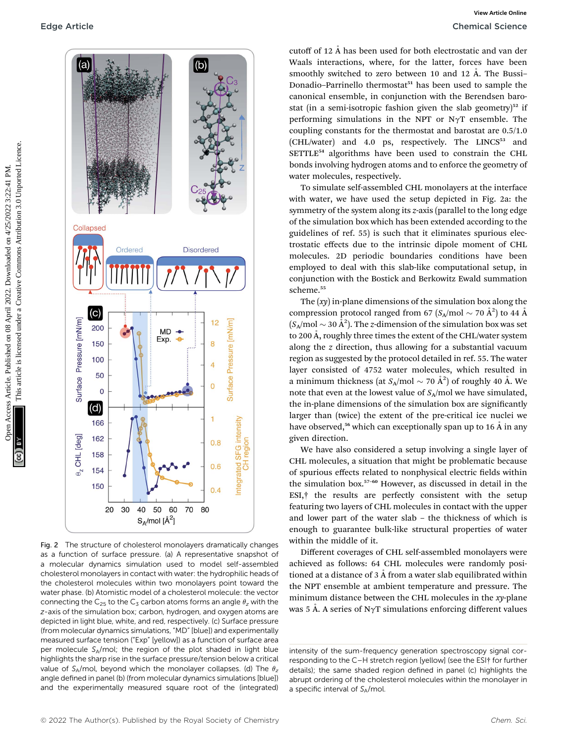Fig. 2 The structure of cholesterol monolayers dramatically changes as a function of surface pressure. (a) A representative snapshot of a molecular dynamics simulation used to model self-assembled cholesterol monolayers in contact with water: the hydrophilic heads of the cholesterol molecules within two monolayers point toward the water phase. (b) Atomistic model of a cholesterol molecule: the vector connecting the $C_{25}$ to the $C_3$ carbon atoms forms an angle $\theta_z$ with the z-axis of the simulation box; carbon, hydrogen, and oxygen atoms are depicted in light blue, white, and red, respectively. (c) Surface pressure (from molecular dynamics simulations, "MD" [blue]) and experimentally measured surface tension ("Exp" [yellow]) as a function of surface area per molecule $S_A$/mol; the region of the plot shaded in light blue highlights the sharp rise in the surface pressure/tension below a critical value of $S_A$/mol, beyond which the monolayer collapses. (d) The $\theta_z$ angle defined in panel (b) (from molecular dynamics simulations [blue]) and the experimentally measured square root of the (integrated) intensity of the sum-frequency generation spectroscopy signal corresponding to the C–H stretch region [yellow] (see the ESI† for further details); the same shaded region defined in panel (c) highlights the abrupt ordering of the cholesterol molecules within the monolayer in a specific interval of $S_A$/mol.

cutoff of 12 Å has been used for both electrostatic and van der Waals interactions, where, for the latter, forces have been smoothly switched to zero between 10 and 12 Å. The Bussi–Donadio–Parrinello thermostat[51] has been used to sample the canonical ensemble, in conjunction with the Berendsen barostat (in a semi-isotropic fashion given the slab geometry)[52] if performing simulations in the NPT or N$\gamma$T ensemble. The coupling constants for the thermostat and barostat are 0.5/1.0 (CHL/water) and 4.0 ps, respectively. The LINCS[53] and SETTLE[54] algorithms have been used to constrain the CHL bonds involving hydrogen atoms and to enforce the geometry of water molecules, respectively.

To simulate self-assembled CHL monolayers at the interface with water, we have used the setup depicted in Fig. 2a: the symmetry of the system along its z-axis (parallel to the long edge of the simulation box which has been extended according to the guidelines of ref. 55) is such that it eliminates spurious electrostatic effects due to the intrinsic dipole moment of CHL molecules. 2D periodic boundaries conditions have been employed to deal with this slab-like computational setup, in conjunction with the Bostick and Berkowitz Ewald summation scheme.[55]

The (xy) in-plane dimensions of the simulation box along the compression protocol ranged from 67 ($S_A$/mol ~ 70 Å$^2$) to 44 Å ($S_A$/mol ~ 30 Å$^2$). The z-dimension of the simulation box was set to 200 Å, roughly three times the extent of the CHL/water system along the z direction, thus allowing for a substantial vacuum region as suggested by the protocol detailed in ref. 55. The water layer consisted of 4752 water molecules, which resulted in a minimum thickness (at $S_A$/mol ~ 70 Å$^2$) of roughly 40 Å. We note that even at the lowest value of $S_A$/mol we have simulated, the in-plane dimensions of the simulation box are significantly larger than (twice) the extent of the pre-critical ice nuclei we have observed,[56] which can exceptionally span up to 16 Å in any given direction.

We have also considered a setup involving a single layer of CHL molecules, a situation that might be problematic because of spurious effects related to nonphysical electric fields within the simulation box.[57–60] However, as discussed in detail in the ESI,† the results are perfectly consistent with the setup featuring two layers of CHL molecules in contact with the upper and lower part of the water slab – the thickness of which is enough to guarantee bulk-like structural properties of water within the middle of it.

Different coverages of CHL self-assembled monolayers were achieved as follows: 64 CHL molecules were randomly positioned at a distance of 3 Å from a water slab equilibrated within the NPT ensemble at ambient temperature and pressure. The minimum distance between the CHL molecules in the xy-plane was 5 Å. A series of N$\gamma$T simulations enforcing different values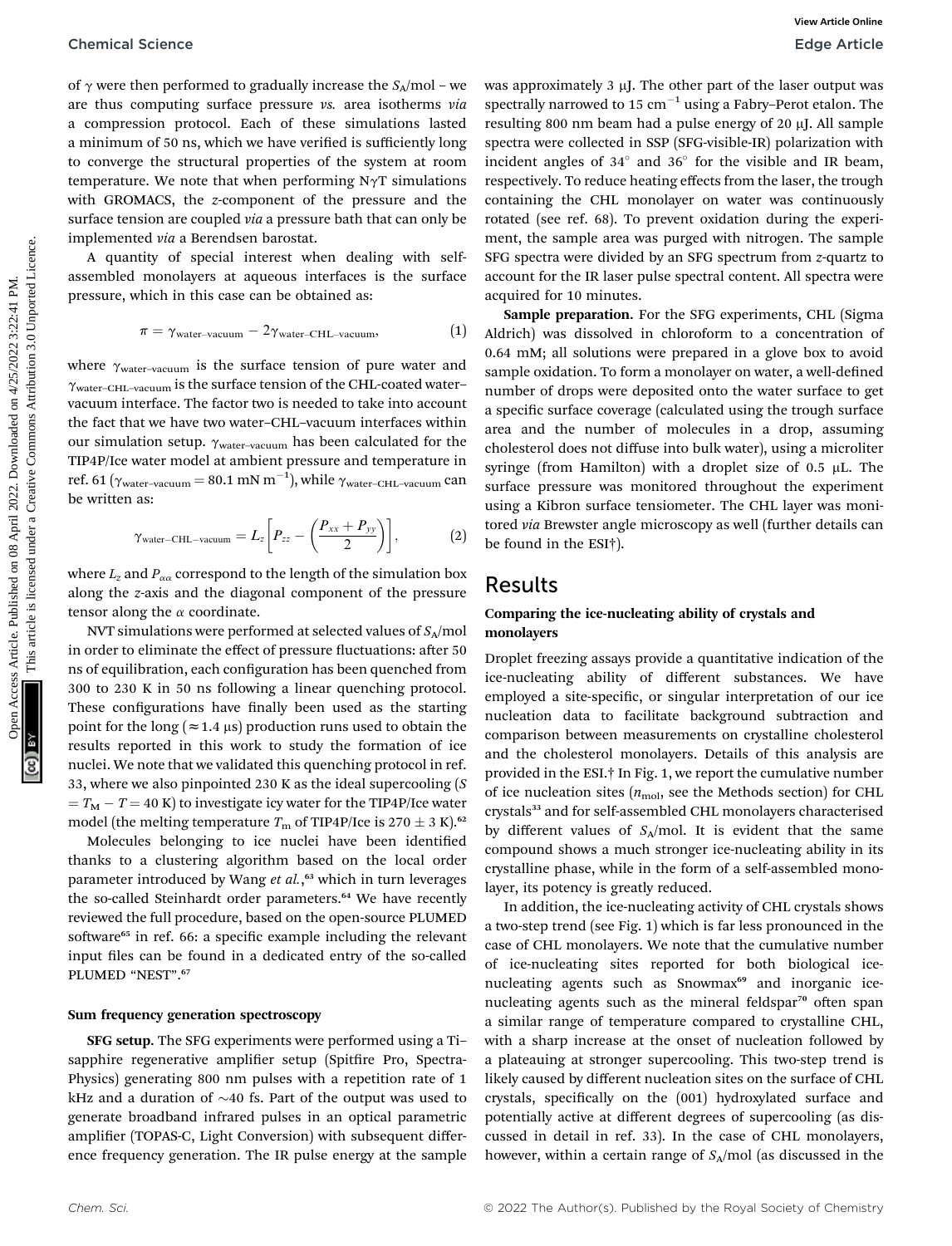of $\gamma$ were then performed to gradually increase the $S_A$/mol – we are thus computing surface pressure *vs.* area isotherms *via* a compression protocol. Each of these simulations lasted a minimum of 50 ns, which we have verified is sufficiently long to converge the structural properties of the system at room temperature. We note that when performing N$\gamma$T simulations with GROMACS, the *z*-component of the pressure and the surface tension are coupled *via* a pressure bath that can only be implemented *via* a Berendsen barostat.

A quantity of special interest when dealing with self-assembled monolayers at aqueous interfaces is the surface pressure, which in this case can be obtained as:

$$\pi = \gamma_{\text{water–vacuum}} - 2\gamma_{\text{water–CHL–vacuum}}, \tag{1}$$

where $\gamma_{\text{water–vacuum}}$ is the surface tension of pure water and $\gamma_{\text{water–CHL–vacuum}}$ is the surface tension of the CHL-coated water–vacuum interface. The factor two is needed to take into account the fact that we have two water–CHL–vacuum interfaces within our simulation setup. $\gamma_{\text{water–vacuum}}$ has been calculated for the TIP4P/Ice water model at ambient pressure and temperature in ref. 61 ($\gamma_{\text{water–vacuum}} = 80.1$ mN m$^{-1}$), while $\gamma_{\text{water–CHL–vacuum}}$ can be written as:

$$\gamma_{\text{water–CHL–vacuum}} = L_z\left[P_{zz} - \left(\frac{P_{xx} + P_{yy}}{2}\right)\right], \tag{2}$$

where $L_z$ and $P_{\alpha\alpha}$ correspond to the length of the simulation box along the *z*-axis and the diagonal component of the pressure tensor along the $\alpha$ coordinate.

NVT simulations were performed at selected values of $S_A$/mol in order to eliminate the effect of pressure fluctuations: after 50 ns of equilibration, each configuration has been quenched from 300 to 230 K in 50 ns following a linear quenching protocol. These configurations have finally been used as the starting point for the long ($\approx 1.4$ μs) production runs used to obtain the results reported in this work to study the formation of ice nuclei. We note that we validated this quenching protocol in ref. 33, where we also pinpointed 230 K as the ideal supercooling ($S = T_M - T = 40$ K) to investigate icy water for the TIP4P/Ice water model (the melting temperature $T_m$ of TIP4P/Ice is $270 \pm 3$ K).[62]

Molecules belonging to ice nuclei have been identified thanks to a clustering algorithm based on the local order parameter introduced by Wang *et al.*,[63] which in turn leverages the so-called Steinhardt order parameters.[64] We have recently reviewed the full procedure, based on the open-source PLUMED software[65] in ref. 66: a specific example including the relevant input files can be found in a dedicated entry of the so-called PLUMED "NEST".[67]

### Sum frequency generation spectroscopy

**SFG setup.** The SFG experiments were performed using a Ti–sapphire regenerative amplifier setup (Spitfire Pro, Spectra-Physics) generating 800 nm pulses with a repetition rate of 1 kHz and a duration of ~40 fs. Part of the output was used to generate broadband infrared pulses in an optical parametric amplifier (TOPAS-C, Light Conversion) with subsequent difference frequency generation. The IR pulse energy at the sample was approximately 3 μJ. The other part of the laser output was spectrally narrowed to 15 cm$^{-1}$ using a Fabry–Perot etalon. The resulting 800 nm beam had a pulse energy of 20 μJ. All sample spectra were collected in SSP (SFG-visible-IR) polarization with incident angles of 34° and 36° for the visible and IR beam, respectively. To reduce heating effects from the laser, the trough containing the CHL monolayer on water was continuously rotated (see ref. 68). To prevent oxidation during the experiment, the sample area was purged with nitrogen. The sample SFG spectra were divided by an SFG spectrum from *z*-quartz to account for the IR laser pulse spectral content. All spectra were acquired for 10 minutes.

**Sample preparation.** For the SFG experiments, CHL (Sigma Aldrich) was dissolved in chloroform to a concentration of 0.64 mM; all solutions were prepared in a glove box to avoid sample oxidation. To form a monolayer on water, a well-defined number of drops were deposited onto the water surface to get a specific surface coverage (calculated using the trough surface area and the number of molecules in a drop, assuming cholesterol does not diffuse into bulk water), using a microliter syringe (from Hamilton) with a droplet size of 0.5 μL. The surface pressure was monitored throughout the experiment using a Kibron surface tensiometer. The CHL layer was monitored *via* Brewster angle microscopy as well (further details can be found in the ESI†).

## Results

### Comparing the ice-nucleating ability of crystals and monolayers

Droplet freezing assays provide a quantitative indication of the ice-nucleating ability of different substances. We have employed a site-specific, or singular interpretation of our ice nucleation data to facilitate background subtraction and comparison between measurements on crystalline cholesterol and the cholesterol monolayers. Details of this analysis are provided in the ESI.† In Fig. 1, we report the cumulative number of ice nucleation sites ($n_{\text{mol}}$, see the Methods section) for CHL crystals[33] and for self-assembled CHL monolayers characterised by different values of $S_A$/mol. It is evident that the same compound shows a much stronger ice-nucleating ability in its crystalline phase, while in the form of a self-assembled monolayer, its potency is greatly reduced.

In addition, the ice-nucleating activity of CHL crystals shows a two-step trend (see Fig. 1) which is far less pronounced in the case of CHL monolayers. We note that the cumulative number of ice-nucleating sites reported for both biological ice-nucleating agents such as Snowmax[69] and inorganic ice-nucleating agents such as the mineral feldspar[70] often span a similar range of temperature compared to crystalline CHL, with a sharp increase at the onset of nucleation followed by a plateauing at stronger supercooling. This two-step trend is likely caused by different nucleation sites on the surface of CHL crystals, specifically on the (001) hydroxylated surface and potentially active at different degrees of supercooling (as discussed in detail in ref. 33). In the case of CHL monolayers, however, within a certain range of $S_A$/mol (as discussed in the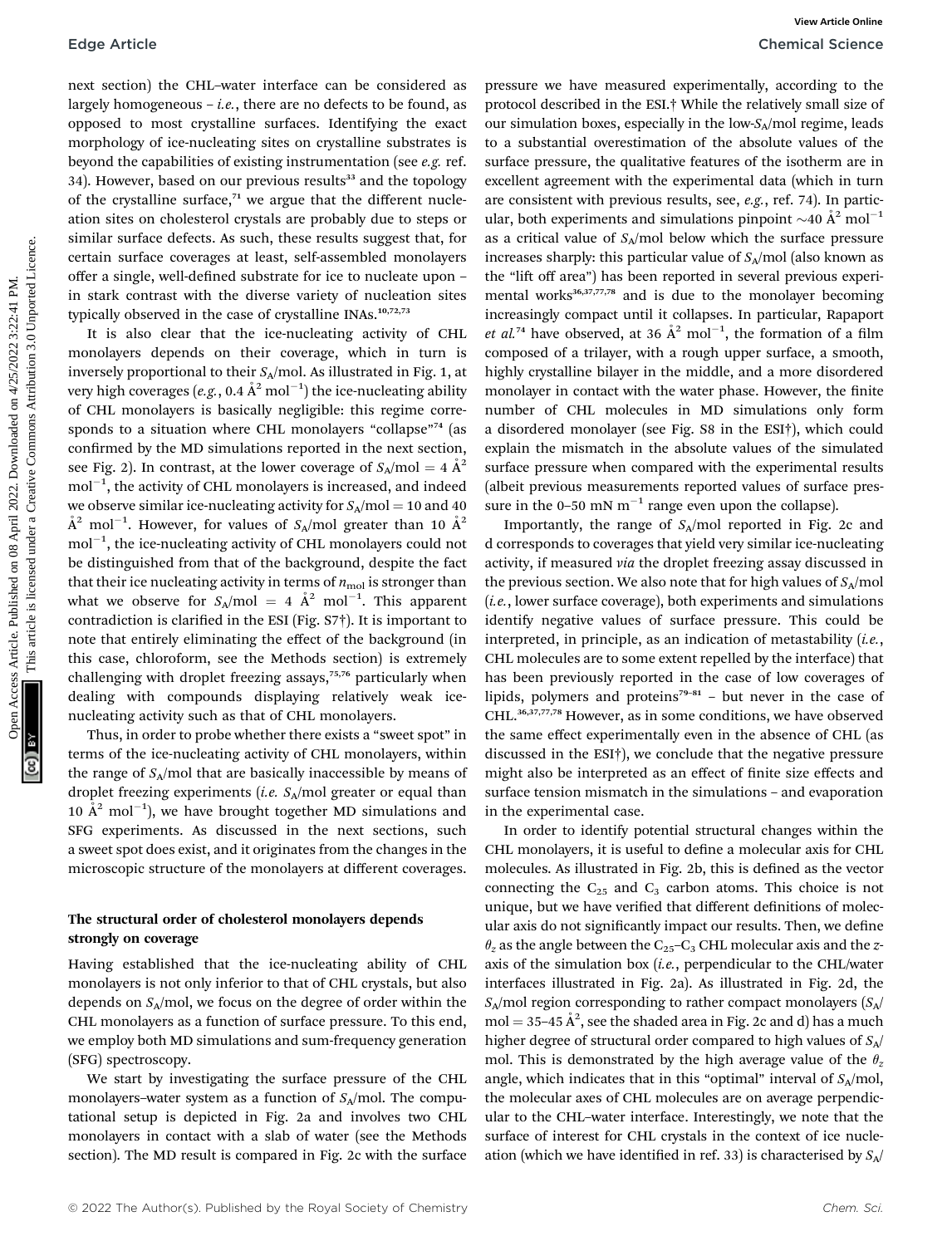next section) the CHL–water interface can be considered as largely homogeneous – *i.e.*, there are no defects to be found, as opposed to most crystalline surfaces. Identifying the exact morphology of ice-nucleating sites on crystalline substrates is beyond the capabilities of existing instrumentation (see *e.g.* ref. 34). However, based on our previous results[33] and the topology of the crystalline surface,[71] we argue that the different nucleation sites on cholesterol crystals are probably due to steps or similar surface defects. As such, these results suggest that, for certain surface coverages at least, self-assembled monolayers offer a single, well-defined substrate for ice to nucleate upon – in stark contrast with the diverse variety of nucleation sites typically observed in the case of crystalline INAs.[10,72,73]

It is also clear that the ice-nucleating activity of CHL monolayers depends on their coverage, which in turn is inversely proportional to their $S_A$/mol. As illustrated in Fig. 1, at very high coverages (*e.g.*, 0.4 Å$^2$ mol$^{-1}$) the ice-nucleating ability of CHL monolayers is basically negligible: this regime corresponds to a situation where CHL monolayers "collapse"[74] (as confirmed by the MD simulations reported in the next section, see Fig. 2). In contrast, at the lower coverage of $S_A$/mol = 4 Å$^2$ mol$^{-1}$, the activity of CHL monolayers is increased, and indeed we observe similar ice-nucleating activity for $S_A$/mol = 10 and 40 Å$^2$ mol$^{-1}$. However, for values of $S_A$/mol greater than 10 Å$^2$ mol$^{-1}$, the ice-nucleating activity of CHL monolayers could not be distinguished from that of the background, despite the fact that their ice nucleating activity in terms of $n_{mol}$ is stronger than what we observe for $S_A$/mol = 4 Å$^2$ mol$^{-1}$. This apparent contradiction is clarified in the ESI (Fig. S7†). It is important to note that entirely eliminating the effect of the background (in this case, chloroform, see the Methods section) is extremely challenging with droplet freezing assays,[75,76] particularly when dealing with compounds displaying relatively weak ice-nucleating activity such as that of CHL monolayers.

Thus, in order to probe whether there exists a "sweet spot" in terms of the ice-nucleating activity of CHL monolayers, within the range of $S_A$/mol that are basically inaccessible by means of droplet freezing experiments (*i.e.* $S_A$/mol greater or equal than 10 Å$^2$ mol$^{-1}$), we have brought together MD simulations and SFG experiments. As discussed in the next sections, such a sweet spot does exist, and it originates from the changes in the microscopic structure of the monolayers at different coverages.

## The structural order of cholesterol monolayers depends strongly on coverage

Having established that the ice-nucleating ability of CHL monolayers is not only inferior to that of CHL crystals, but also depends on $S_A$/mol, we focus on the degree of order within the CHL monolayers as a function of surface pressure. To this end, we employ both MD simulations and sum-frequency generation (SFG) spectroscopy.

We start by investigating the surface pressure of the CHL monolayers–water system as a function of $S_A$/mol. The computational setup is depicted in Fig. 2a and involves two CHL monolayers in contact with a slab of water (see the Methods section). The MD result is compared in Fig. 2c with the surface pressure we have measured experimentally, according to the protocol described in the ESI.† While the relatively small size of our simulation boxes, especially in the low-$S_A$/mol regime, leads to a substantial overestimation of the absolute values of the surface pressure, the qualitative features of the isotherm are in excellent agreement with the experimental data (which in turn are consistent with previous results, see, *e.g.*, ref. 74). In particular, both experiments and simulations pinpoint ~40 Å$^2$ mol$^{-1}$ as a critical value of $S_A$/mol below which the surface pressure increases sharply: this particular value of $S_A$/mol (also known as the "lift off area") has been reported in several previous experimental works[36,37,77,78] and is due to the monolayer becoming increasingly compact until it collapses. In particular, Rapaport *et al.*[74] have observed, at 36 Å$^2$ mol$^{-1}$, the formation of a film composed of a trilayer, with a rough upper surface, a smooth, highly crystalline bilayer in the middle, and a more disordered monolayer in contact with the water phase. However, the finite number of CHL molecules in MD simulations only form a disordered monolayer (see Fig. S8 in the ESI†), which could explain the mismatch in the absolute values of the simulated surface pressure when compared with the experimental results (albeit previous measurements reported values of surface pressure in the 0–50 mN m$^{-1}$ range even upon the collapse).

Importantly, the range of $S_A$/mol reported in Fig. 2c and d corresponds to coverages that yield very similar ice-nucleating activity, if measured *via* the droplet freezing assay discussed in the previous section. We also note that for high values of $S_A$/mol (*i.e.*, lower surface coverage), both experiments and simulations identify negative values of surface pressure. This could be interpreted, in principle, as an indication of metastability (*i.e.*, CHL molecules are to some extent repelled by the interface) that has been previously reported in the case of low coverages of lipids, polymers and proteins[79–81] – but never in the case of CHL.[36,37,77,78] However, as in some conditions, we have observed the same effect experimentally even in the absence of CHL (as discussed in the ESI†), we conclude that the negative pressure might also be interpreted as an effect of finite size effects and surface tension mismatch in the simulations – and evaporation in the experimental case.

In order to identify potential structural changes within the CHL monolayers, it is useful to define a molecular axis for CHL molecules. As illustrated in Fig. 2b, this is defined as the vector connecting the $C_{25}$ and $C_3$ carbon atoms. This choice is not unique, but we have verified that different definitions of molecular axis do not significantly impact our results. Then, we define $\theta_z$ as the angle between the $C_{25}$–$C_3$ CHL molecular axis and the *z*-axis of the simulation box (*i.e.*, perpendicular to the CHL/water interfaces illustrated in Fig. 2a). As illustrated in Fig. 2d, the $S_A$/mol region corresponding to rather compact monolayers ($S_A$/mol = 35–45 Å$^2$, see the shaded area in Fig. 2c and d) has a much higher degree of structural order compared to high values of $S_A$/mol. This is demonstrated by the high average value of the $\theta_z$ angle, which indicates that in this "optimal" interval of $S_A$/mol, the molecular axes of CHL molecules are on average perpendicular to the CHL–water interface. Interestingly, we note that the surface of interest for CHL crystals in the context of ice nucleation (which we have identified in ref. 33) is characterised by $S_A$/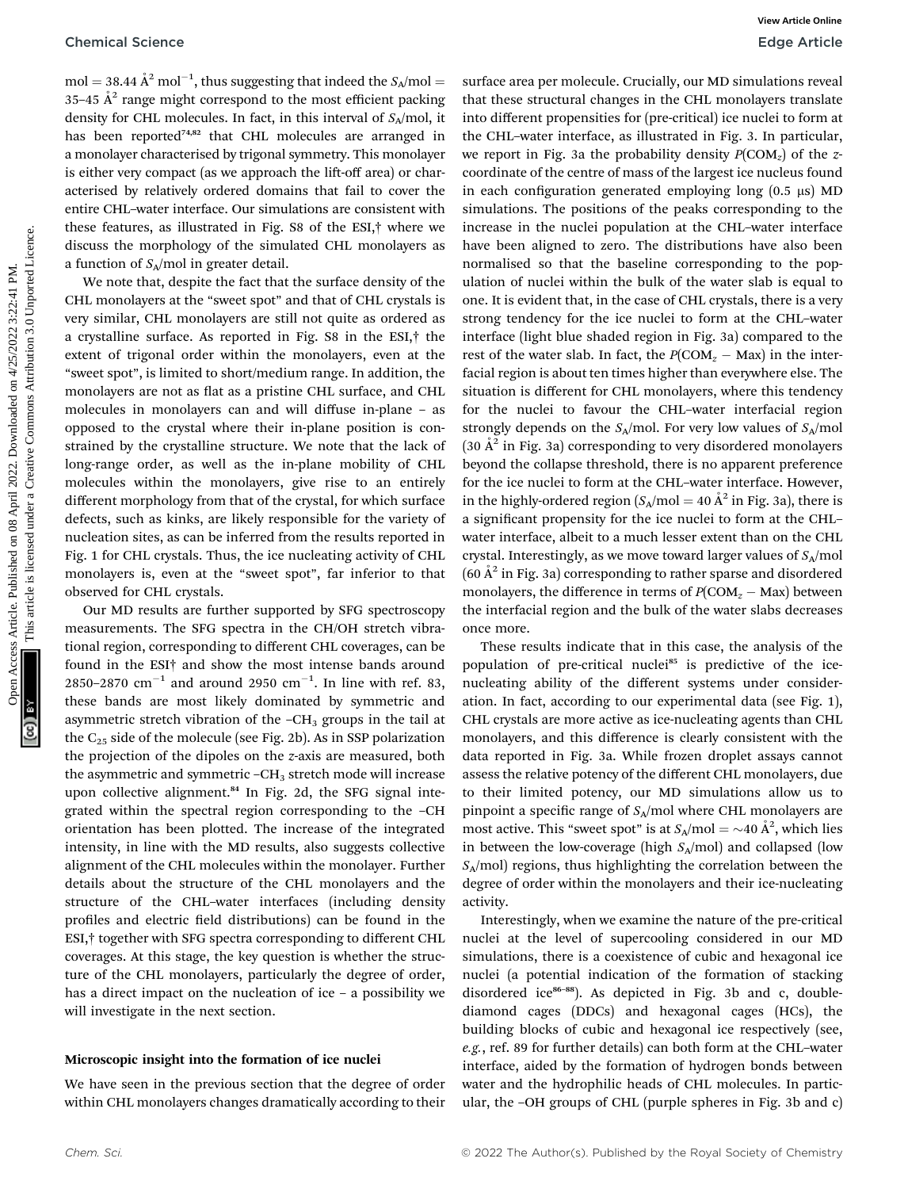mol = 38.44 Å$^2$ mol$^{-1}$, thus suggesting that indeed the $S_A$/mol = 35–45 Å$^2$ range might correspond to the most efficient packing density for CHL molecules. In fact, in this interval of $S_A$/mol, it has been reported[74,82] that CHL molecules are arranged in a monolayer characterised by trigonal symmetry. This monolayer is either very compact (as we approach the lift-off area) or characterised by relatively ordered domains that fail to cover the entire CHL–water interface. Our simulations are consistent with these features, as illustrated in Fig. S8 of the ESI,† where we discuss the morphology of the simulated CHL monolayers as a function of $S_A$/mol in greater detail.

We note that, despite the fact that the surface density of the CHL monolayers at the "sweet spot" and that of CHL crystals is very similar, CHL monolayers are still not quite as ordered as a crystalline surface. As reported in Fig. S8 in the ESI,† the extent of trigonal order within the monolayers, even at the "sweet spot", is limited to short/medium range. In addition, the monolayers are not as flat as a pristine CHL surface, and CHL molecules in monolayers can and will diffuse in-plane – as opposed to the crystal where their in-plane position is constrained by the crystalline structure. We note that the lack of long-range order, as well as the in-plane mobility of CHL molecules within the monolayers, give rise to an entirely different morphology from that of the crystal, for which surface defects, such as kinks, are likely responsible for the variety of nucleation sites, as can be inferred from the results reported in Fig. 1 for CHL crystals. Thus, the ice nucleating activity of CHL monolayers is, even at the "sweet spot", far inferior to that observed for CHL crystals.

Our MD results are further supported by SFG spectroscopy measurements. The SFG spectra in the CH/OH stretch vibrational region, corresponding to different CHL coverages, can be found in the ESI† and show the most intense bands around 2850–2870 cm$^{-1}$ and around 2950 cm$^{-1}$. In line with ref. 83, these bands are most likely dominated by symmetric and asymmetric stretch vibration of the $-CH_3$ groups in the tail at the $C_{25}$ side of the molecule (see Fig. 2b). As in SSP polarization the projection of the dipoles on the z-axis are measured, both the asymmetric and symmetric $-CH_3$ stretch mode will increase upon collective alignment.[84] In Fig. 2d, the SFG signal integrated within the spectral region corresponding to the –CH orientation has been plotted. The increase of the integrated intensity, in line with the MD results, also suggests collective alignment of the CHL molecules within the monolayer. Further details about the structure of the CHL monolayers and the structure of the CHL–water interfaces (including density profiles and electric field distributions) can be found in the ESI,† together with SFG spectra corresponding to different CHL coverages. At this stage, the key question is whether the structure of the CHL monolayers, particularly the degree of order, has a direct impact on the nucleation of ice – a possibility we will investigate in the next section.

### Microscopic insight into the formation of ice nuclei

We have seen in the previous section that the degree of order within CHL monolayers changes dramatically according to their surface area per molecule. Crucially, our MD simulations reveal that these structural changes in the CHL monolayers translate into different propensities for (pre-critical) ice nuclei to form at the CHL–water interface, as illustrated in Fig. 3. In particular, we report in Fig. 3a the probability density $P(\mathrm{COM}_z)$ of the z-coordinate of the centre of mass of the largest ice nucleus found in each configuration generated employing long (0.5 μs) MD simulations. The positions of the peaks corresponding to the increase in the nuclei population at the CHL–water interface have been aligned to zero. The distributions have also been normalised so that the baseline corresponding to the population of nuclei within the bulk of the water slab is equal to one. It is evident that, in the case of CHL crystals, there is a very strong tendency for the ice nuclei to form at the CHL–water interface (light blue shaded region in Fig. 3a) compared to the rest of the water slab. In fact, the $P(\mathrm{COM}_z - \mathrm{Max})$ in the interfacial region is about ten times higher than everywhere else. The situation is different for CHL monolayers, where this tendency for the nuclei to favour the CHL–water interfacial region strongly depends on the $S_A$/mol. For very low values of $S_A$/mol (30 Å$^2$ in Fig. 3a) corresponding to very disordered monolayers beyond the collapse threshold, there is no apparent preference for the ice nuclei to form at the CHL–water interface. However, in the highly-ordered region ($S_A$/mol = 40 Å$^2$ in Fig. 3a), there is a significant propensity for the ice nuclei to form at the CHL–water interface, albeit to a much lesser extent than on the CHL crystal. Interestingly, as we move toward larger values of $S_A$/mol (60 Å$^2$ in Fig. 3a) corresponding to rather sparse and disordered monolayers, the difference in terms of $P(\mathrm{COM}_z - \mathrm{Max})$ between the interfacial region and the bulk of the water slabs decreases once more.

These results indicate that in this case, the analysis of the population of pre-critical nuclei[85] is predictive of the ice-nucleating ability of the different systems under consideration. In fact, according to our experimental data (see Fig. 1), CHL crystals are more active as ice-nucleating agents than CHL monolayers, and this difference is clearly consistent with the data reported in Fig. 3a. While frozen droplet assays cannot assess the relative potency of the different CHL monolayers, due to their limited potency, our MD simulations allow us to pinpoint a specific range of $S_A$/mol where CHL monolayers are most active. This "sweet spot" is at $S_A$/mol = ~40 Å$^2$, which lies in between the low-coverage (high $S_A$/mol) and collapsed (low $S_A$/mol) regions, thus highlighting the correlation between the degree of order within the monolayers and their ice-nucleating activity.

Interestingly, when we examine the nature of the pre-critical nuclei at the level of supercooling considered in our MD simulations, there is a coexistence of cubic and hexagonal ice nuclei (a potential indication of the formation of stacking disordered ice[86–88]). As depicted in Fig. 3b and c, double-diamond cages (DDCs) and hexagonal cages (HCs), the building blocks of cubic and hexagonal ice respectively (see, *e.g.*, ref. 89 for further details) can both form at the CHL–water interface, aided by the formation of hydrogen bonds between water and the hydrophilic heads of CHL molecules. In particular, the –OH groups of CHL (purple spheres in Fig. 3b and c)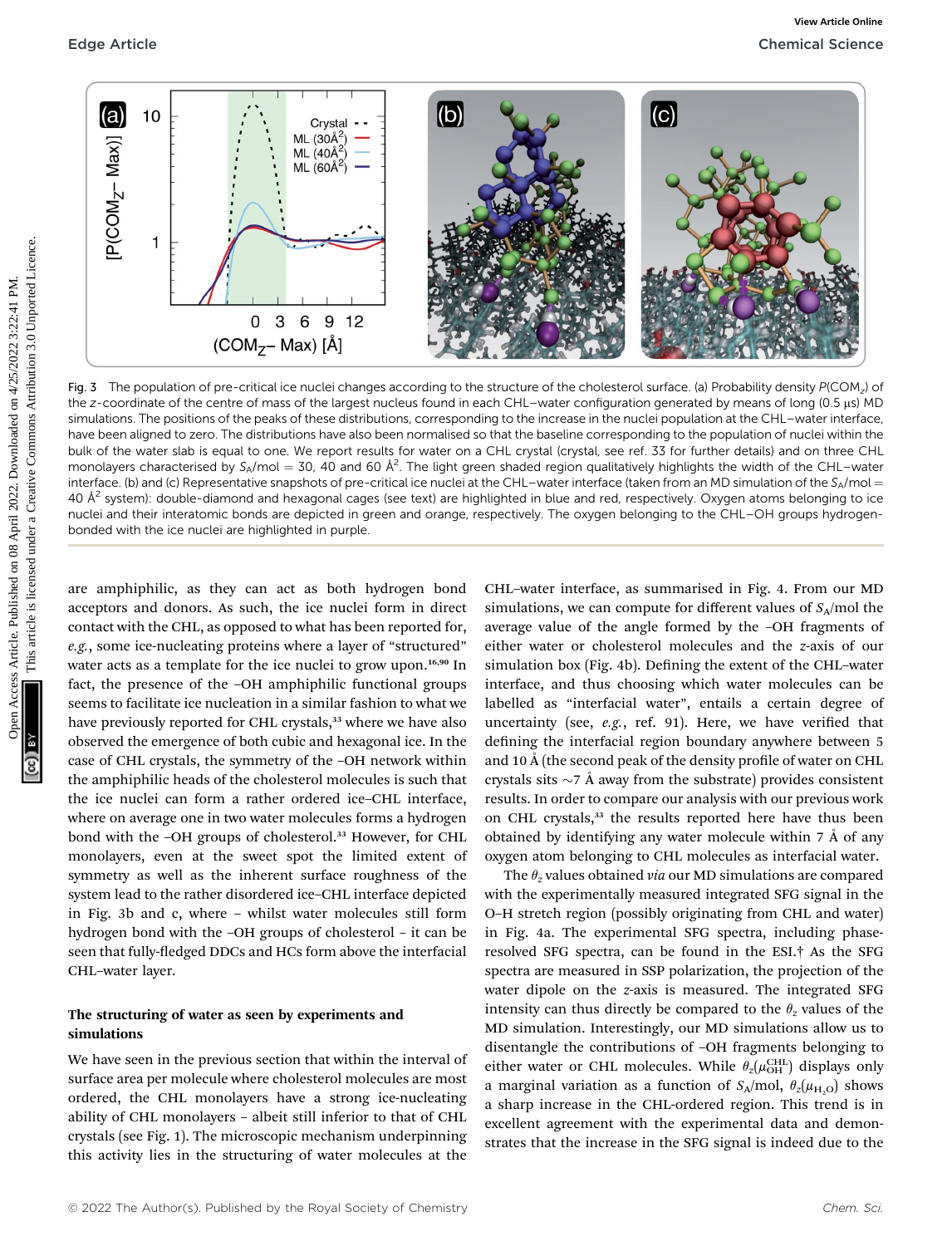Fig. 3 The population of pre-critical ice nuclei changes according to the structure of the cholesterol surface. (a) Probability density $P(\text{COM}_z)$ of the $z$-coordinate of the centre of mass of the largest nucleus found in each CHL–water configuration generated by means of long (0.5 μs) MD simulations. The positions of the peaks of these distributions, corresponding to the increase in the nuclei population at the CHL–water interface, have been aligned to zero. The distributions have also been normalised so that the baseline corresponding to the population of nuclei within the bulk of the water slab is equal to one. We report results for water on a CHL crystal (crystal, see ref. 33 for further details) and on three CHL monolayers characterised by $S_A$/mol = 30, 40 and 60 Å$^2$. The light green shaded region qualitatively highlights the width of the CHL–water interface. (b) and (c) Representative snapshots of pre-critical ice nuclei at the CHL–water interface (taken from an MD simulation of the $S_A$/mol = 40 Å$^2$ system): double-diamond and hexagonal cages (see text) are highlighted in blue and red, respectively. Oxygen atoms belonging to ice nuclei and their interatomic bonds are depicted in green and orange, respectively. The oxygen belonging to the CHL–OH groups hydrogen-bonded with the ice nuclei are highlighted in purple.

are amphiphilic, as they can act as both hydrogen bond acceptors and donors. As such, the ice nuclei form in direct contact with the CHL, as opposed to what has been reported for, *e.g.*, some ice-nucleating proteins where a layer of "structured" water acts as a template for the ice nuclei to grow upon.[16,90] In fact, the presence of the –OH amphiphilic functional groups seems to facilitate ice nucleation in a similar fashion to what we have previously reported for CHL crystals,[33] where we have also observed the emergence of both cubic and hexagonal ice. In the case of CHL crystals, the symmetry of the –OH network within the amphiphilic heads of the cholesterol molecules is such that the ice nuclei can form a rather ordered ice–CHL interface, where on average one in two water molecules forms a hydrogen bond with the –OH groups of cholesterol.[33] However, for CHL monolayers, even at the sweet spot the limited extent of symmetry as well as the inherent surface roughness of the system lead to the rather disordered ice–CHL interface depicted in Fig. 3b and c, where – whilst water molecules still form hydrogen bond with the –OH groups of cholesterol – it can be seen that fully-fledged DDCs and HCs form above the interfacial CHL–water layer.

### The structuring of water as seen by experiments and simulations

We have seen in the previous section that within the interval of surface area per molecule where cholesterol molecules are most ordered, the CHL monolayers have a strong ice-nucleating ability of CHL monolayers – albeit still inferior to that of CHL crystals (see Fig. 1). The microscopic mechanism underpinning this activity lies in the structuring of water molecules at the CHL–water interface, as summarised in Fig. 4. From our MD simulations, we can compute for different values of $S_A$/mol the average value of the angle formed by the –OH fragments of either water or cholesterol molecules and the $z$-axis of our simulation box (Fig. 4b). Defining the extent of the CHL–water interface, and thus choosing which water molecules can be labelled as "interfacial water", entails a certain degree of uncertainty (see, *e.g.*, ref. 91). Here, we have verified that defining the interfacial region boundary anywhere between 5 and 10 Å (the second peak of the density profile of water on CHL crystals sits ~7 Å away from the substrate) provides consistent results. In order to compare our analysis with our previous work on CHL crystals,[33] the results reported here have thus been obtained by identifying any water molecule within 7 Å of any oxygen atom belonging to CHL molecules as interfacial water.

The $\theta_z$ values obtained *via* our MD simulations are compared with the experimentally measured integrated SFG signal in the O–H stretch region (possibly originating from CHL and water) in Fig. 4a. The experimental SFG spectra, including phase-resolved SFG spectra, can be found in the ESI.† As the SFG spectra are measured in SSP polarization, the projection of the water dipole on the $z$-axis is measured. The integrated SFG intensity can thus directly be compared to the $\theta_z$ values of the MD simulation. Interestingly, our MD simulations allow us to disentangle the contributions of –OH fragments belonging to either water or CHL molecules. While $\theta_z(\mu_{\text{OH}}^{\text{CHL}})$ displays only a marginal variation as a function of $S_A$/mol, $\theta_z(\mu_{\text{H}_2\text{O}})$ shows a sharp increase in the CHL-ordered region. This trend is in excellent agreement with the experimental data and demonstrates that the increase in the SFG signal is indeed due to the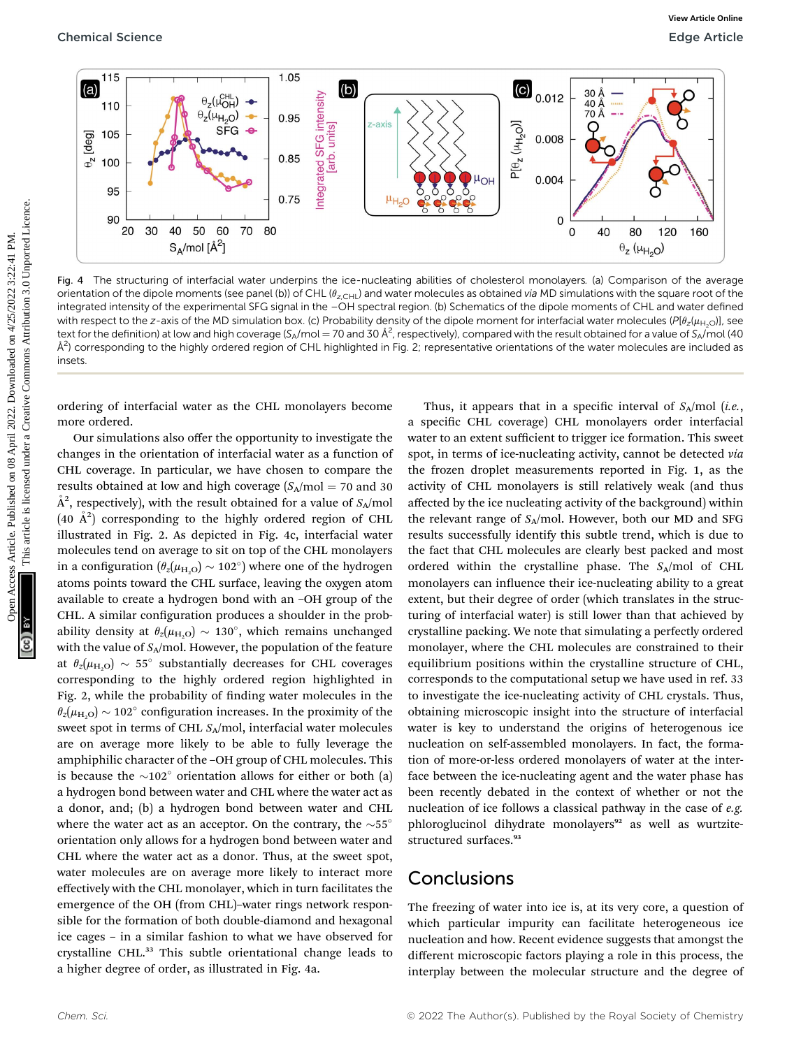Fig. 4 The structuring of interfacial water underpins the ice-nucleating abilities of cholesterol monolayers. (a) Comparison of the average orientation of the dipole moments (see panel (b)) of CHL ($\theta_{z,\mathrm{CHL}}$) and water molecules as obtained *via* MD simulations with the square root of the integrated intensity of the experimental SFG signal in the –OH spectral region. (b) Schematics of the dipole moments of CHL and water defined with respect to the $z$-axis of the MD simulation box. (c) Probability density of the dipole moment for interfacial water molecules ($P[\theta_z(\mu_{\mathrm{H_2O}})]$, see text for the definition) at low and high coverage ($S_A$/mol = 70 and 30 Å$^2$, respectively), compared with the result obtained for a value of $S_A$/mol (40 Å$^2$) corresponding to the highly ordered region of CHL highlighted in Fig. 2; representative orientations of the water molecules are included as insets.

ordering of interfacial water as the CHL monolayers become more ordered.

Our simulations also offer the opportunity to investigate the changes in the orientation of interfacial water as a function of CHL coverage. In particular, we have chosen to compare the results obtained at low and high coverage ($S_A$/mol = 70 and 30 Å$^2$, respectively), with the result obtained for a value of $S_A$/mol (40 Å$^2$) corresponding to the highly ordered region of CHL illustrated in Fig. 2. As depicted in Fig. 4c, interfacial water molecules tend on average to sit on top of the CHL monolayers in a configuration ($\theta_z(\mu_{\mathrm{H_2O}}) \sim 102°$) where one of the hydrogen atoms points toward the CHL surface, leaving the oxygen atom available to create a hydrogen bond with an –OH group of the CHL. A similar configuration produces a shoulder in the probability density at $\theta_z(\mu_{\mathrm{H_2O}}) \sim 130°$, which remains unchanged with the value of $S_A$/mol. However, the population of the feature at $\theta_z(\mu_{\mathrm{H_2O}}) \sim 55°$ substantially decreases for CHL coverages corresponding to the highly ordered region highlighted in Fig. 2, while the probability of finding water molecules in the $\theta_z(\mu_{\mathrm{H_2O}}) \sim 102°$ configuration increases. In the proximity of the sweet spot in terms of CHL $S_A$/mol, interfacial water molecules are on average more likely to be able to fully leverage the amphiphilic character of the –OH group of CHL molecules. This is because the ~102° orientation allows for either or both (a) a hydrogen bond between water and CHL where the water act as a donor, and; (b) a hydrogen bond between water and CHL where the water act as an acceptor. On the contrary, the ~55° orientation only allows for a hydrogen bond between water and CHL where the water act as a donor. Thus, at the sweet spot, water molecules are on average more likely to interact more effectively with the CHL monolayer, which in turn facilitates the emergence of the OH (from CHL)–water rings network responsible for the formation of both double-diamond and hexagonal ice cages – in a similar fashion to what we have observed for crystalline CHL.[33] This subtle orientational change leads to a higher degree of order, as illustrated in Fig. 4a.

Thus, it appears that in a specific interval of $S_A$/mol (*i.e.*, a specific CHL coverage) CHL monolayers order interfacial water to an extent sufficient to trigger ice formation. This sweet spot, in terms of ice-nucleating activity, cannot be detected *via* the frozen droplet measurements reported in Fig. 1, as the activity of CHL monolayers is still relatively weak (and thus affected by the ice nucleating activity of the background) within the relevant range of $S_A$/mol. However, both our MD and SFG results successfully identify this subtle trend, which is due to the fact that CHL molecules are clearly best packed and most ordered within the crystalline phase. The $S_A$/mol of CHL monolayers can influence their ice-nucleating ability to a great extent, but their degree of order (which translates in the structuring of interfacial water) is still lower than that achieved by crystalline packing. We note that simulating a perfectly ordered monolayer, where the CHL molecules are constrained to their equilibrium positions within the crystalline structure of CHL, corresponds to the computational setup we have used in ref. 33 to investigate the ice-nucleating activity of CHL crystals. Thus, obtaining microscopic insight into the structure of interfacial water is key to understand the origins of heterogeneous ice nucleation on self-assembled monolayers. In fact, the formation of more-or-less ordered monolayers of water at the interface between the ice-nucleating agent and the water phase has been recently debated in the context of whether or not the nucleation of ice follows a classical pathway in the case of *e.g.* phloroglucinol dihydrate monolayers[92] as well as wurtzite-structured surfaces.[93]

## Conclusions

The freezing of water into ice is, at its very core, a question of which particular impurity can facilitate heterogeneous ice nucleation and how. Recent evidence suggests that amongst the different microscopic factors playing a role in this process, the interplay between the molecular structure and the degree of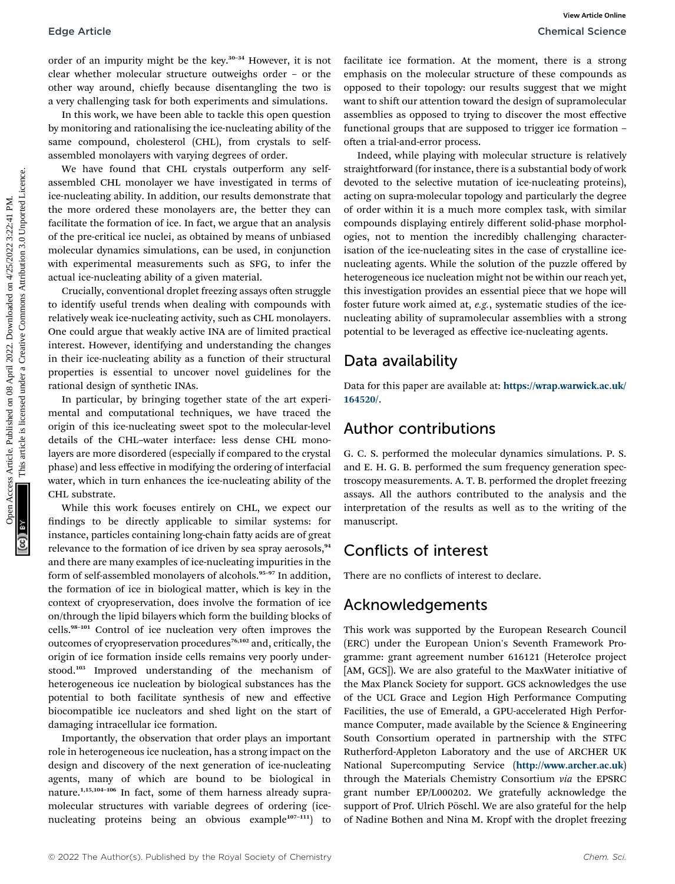order of an impurity might be the key.[30–34] However, it is not clear whether molecular structure outweighs order – or the other way around, chiefly because disentangling the two is a very challenging task for both experiments and simulations.

In this work, we have been able to tackle this open question by monitoring and rationalising the ice-nucleating ability of the same compound, cholesterol (CHL), from crystals to self-assembled monolayers with varying degrees of order.

We have found that CHL crystals outperform any self-assembled CHL monolayer we have investigated in terms of ice-nucleating ability. In addition, our results demonstrate that the more ordered these monolayers are, the better they can facilitate the formation of ice. In fact, we argue that an analysis of the pre-critical ice nuclei, as obtained by means of unbiased molecular dynamics simulations, can be used, in conjunction with experimental measurements such as SFG, to infer the actual ice-nucleating ability of a given material.

Crucially, conventional droplet freezing assays often struggle to identify useful trends when dealing with compounds with relatively weak ice-nucleating activity, such as CHL monolayers. One could argue that weakly active INA are of limited practical interest. However, identifying and understanding the changes in their ice-nucleating ability as a function of their structural properties is essential to uncover novel guidelines for the rational design of synthetic INAs.

In particular, by bringing together state of the art experimental and computational techniques, we have traced the origin of this ice-nucleating sweet spot to the molecular-level details of the CHL–water interface: less dense CHL monolayers are more disordered (especially if compared to the crystal phase) and less effective in modifying the ordering of interfacial water, which in turn enhances the ice-nucleating ability of the CHL substrate.

While this work focuses entirely on CHL, we expect our findings to be directly applicable to similar systems: for instance, particles containing long-chain fatty acids are of great relevance to the formation of ice driven by sea spray aerosols,[94] and there are many examples of ice-nucleating impurities in the form of self-assembled monolayers of alcohols.[95–97] In addition, the formation of ice in biological matter, which is key in the context of cryopreservation, does involve the formation of ice on/through the lipid bilayers which form the building blocks of cells.[98–101] Control of ice nucleation very often improves the outcomes of cryopreservation procedures[76,102] and, critically, the origin of ice formation inside cells remains very poorly understood.[103] Improved understanding of the mechanism of heterogeneous ice nucleation by biological substances has the potential to both facilitate synthesis of new and effective biocompatible ice nucleators and shed light on the start of damaging intracellular ice formation.

Importantly, the observation that order plays an important role in heterogeneous ice nucleation, has a strong impact on the design and discovery of the next generation of ice-nucleating agents, many of which are bound to be biological in nature.[1,15,104–106] In fact, some of them harness already supramolecular structures with variable degrees of ordering (ice-nucleating proteins being an obvious example[107–111]) to facilitate ice formation. At the moment, there is a strong emphasis on the molecular structure of these compounds as opposed to their topology: our results suggest that we might want to shift our attention toward the design of supramolecular assemblies as opposed to trying to discover the most effective functional groups that are supposed to trigger ice formation – often a trial-and-error process.

Indeed, while playing with molecular structure is relatively straightforward (for instance, there is a substantial body of work devoted to the selective mutation of ice-nucleating proteins), acting on supra-molecular topology and particularly the degree of order within it is a much more complex task, with similar compounds displaying entirely different solid-phase morphologies, not to mention the incredibly challenging characterisation of the ice-nucleating sites in the case of crystalline ice-nucleating agents. While the solution of the puzzle offered by heterogeneous ice nucleation might not be within our reach yet, this investigation provides an essential piece that we hope will foster future work aimed at, *e.g.*, systematic studies of the ice-nucleating ability of supramolecular assemblies with a strong potential to be leveraged as effective ice-nucleating agents.

## Data availability

Data for this paper are available at: **https://wrap.warwick.ac.uk/164520/**.

## Author contributions

G. C. S. performed the molecular dynamics simulations. P. S. and E. H. G. B. performed the sum frequency generation spectroscopy measurements. A. T. B. performed the droplet freezing assays. All the authors contributed to the analysis and the interpretation of the results as well as to the writing of the manuscript.

## Conflicts of interest

There are no conflicts of interest to declare.

## Acknowledgements

This work was supported by the European Research Council (ERC) under the European Union's Seventh Framework Programme: grant agreement number 616121 (HeteroIce project [AM, GCS]). We are also grateful to the MaxWater initiative of the Max Planck Society for support. GCS acknowledges the use of the UCL Grace and Legion High Performance Computing Facilities, the use of Emerald, a GPU-accelerated High Performance Computer, made available by the Science & Engineering South Consortium operated in partnership with the STFC Rutherford-Appleton Laboratory and the use of ARCHER UK National Supercomputing Service (**http://www.archer.ac.uk**) through the Materials Chemistry Consortium *via* the EPSRC grant number EP/L000202. We gratefully acknowledge the support of Prof. Ulrich Pöschl. We are also grateful for the help of Nadine Bothen and Nina M. Kropf with the droplet freezing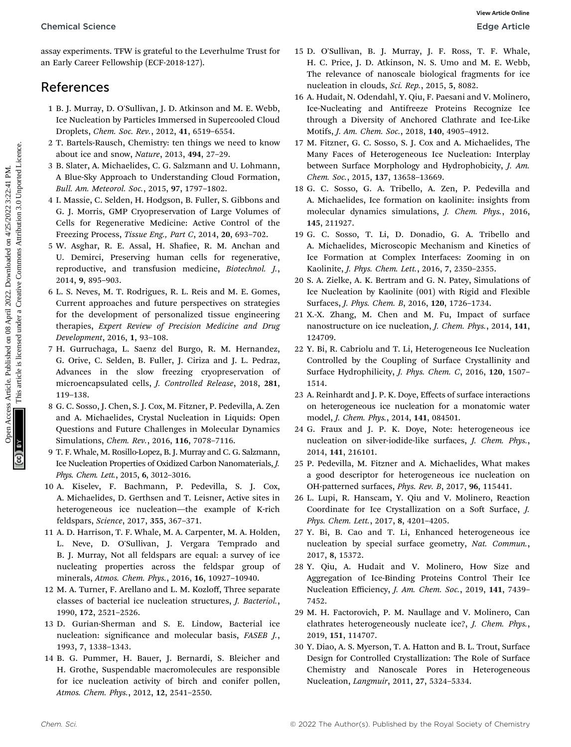assay experiments. TFW is grateful to the Leverhulme Trust for an Early Career Fellowship (ECF-2018-127).

## References

1. B. J. Murray, D. O'Sullivan, J. D. Atkinson and M. E. Webb, Ice Nucleation by Particles Immersed in Supercooled Cloud Droplets, *Chem. Soc. Rev.*, 2012, **41**, 6519–6554.
2. T. Bartels-Rausch, Chemistry: ten things we need to know about ice and snow, *Nature*, 2013, **494**, 27–29.
3. B. Slater, A. Michaelides, C. G. Salzmann and U. Lohmann, A Blue-Sky Approach to Understanding Cloud Formation, *Bull. Am. Meteorol. Soc.*, 2015, **97**, 1797–1802.
4. I. Massie, C. Selden, H. Hodgson, B. Fuller, S. Gibbons and G. J. Morris, GMP Cryopreservation of Large Volumes of Cells for Regenerative Medicine: Active Control of the Freezing Process, *Tissue Eng., Part C*, 2014, **20**, 693–702.
5. W. Asghar, R. E. Assal, H. Shafiee, R. M. Anchan and U. Demirci, Preserving human cells for regenerative, reproductive, and transfusion medicine, *Biotechnol. J.*, 2014, **9**, 895–903.
6. L. S. Neves, M. T. Rodrigues, R. L. Reis and M. E. Gomes, Current approaches and future perspectives on strategies for the development of personalized tissue engineering therapies, *Expert Review of Precision Medicine and Drug Development*, 2016, **1**, 93–108.
7. H. Gurruchaga, L. Saenz del Burgo, R. M. Hernandez, G. Orive, C. Selden, B. Fuller, J. Ciriza and J. L. Pedraz, Advances in the slow freezing cryopreservation of microencapsulated cells, *J. Controlled Release*, 2018, **281**, 119–138.
8. G. C. Sosso, J. Chen, S. J. Cox, M. Fitzner, P. Pedevilla, A. Zen and A. Michaelides, Crystal Nucleation in Liquids: Open Questions and Future Challenges in Molecular Dynamics Simulations, *Chem. Rev.*, 2016, **116**, 7078–7116.
9. T. F. Whale, M. Rosillo-Lopez, B. J. Murray and C. G. Salzmann, Ice Nucleation Properties of Oxidized Carbon Nanomaterials, *J. Phys. Chem. Lett.*, 2015, **6**, 3012–3016.
10. A. Kiselev, F. Bachmann, P. Pedevilla, S. J. Cox, A. Michaelides, D. Gerthsen and T. Leisner, Active sites in heterogeneous ice nucleation—the example of K-rich feldspars, *Science*, 2017, **355**, 367–371.
11. A. D. Harrison, T. F. Whale, M. A. Carpenter, M. A. Holden, L. Neve, D. O'Sullivan, J. Vergara Temprado and B. J. Murray, Not all feldspars are equal: a survey of ice nucleating properties across the feldspar group of minerals, *Atmos. Chem. Phys.*, 2016, **16**, 10927–10940.
12. M. A. Turner, F. Arellano and L. M. Kozloff, Three separate classes of bacterial ice nucleation structures, *J. Bacteriol.*, 1990, **172**, 2521–2526.
13. D. Gurian-Sherman and S. E. Lindow, Bacterial ice nucleation: significance and molecular basis, *FASEB J.*, 1993, **7**, 1338–1343.
14. B. G. Pummer, H. Bauer, J. Bernardi, S. Bleicher and H. Grothe, Suspendable macromolecules are responsible for ice nucleation activity of birch and conifer pollen, *Atmos. Chem. Phys.*, 2012, **12**, 2541–2550.
15. D. O'Sullivan, B. J. Murray, J. F. Ross, T. F. Whale, H. C. Price, J. D. Atkinson, N. S. Umo and M. E. Webb, The relevance of nanoscale biological fragments for ice nucleation in clouds, *Sci. Rep.*, 2015, **5**, 8082.
16. A. Hudait, N. Odendahl, Y. Qiu, F. Paesani and V. Molinero, Ice-Nucleating and Antifreeze Proteins Recognize Ice through a Diversity of Anchored Clathrate and Ice-Like Motifs, *J. Am. Chem. Soc.*, 2018, **140**, 4905–4912.
17. M. Fitzner, G. C. Sosso, S. J. Cox and A. Michaelides, The Many Faces of Heterogeneous Ice Nucleation: Interplay between Surface Morphology and Hydrophobicity, *J. Am. Chem. Soc.*, 2015, **137**, 13658–13669.
18. G. C. Sosso, G. A. Tribello, A. Zen, P. Pedevilla and A. Michaelides, Ice formation on kaolinite: insights from molecular dynamics simulations, *J. Chem. Phys.*, 2016, **145**, 211927.
19. G. C. Sosso, T. Li, D. Donadio, G. A. Tribello and A. Michaelides, Microscopic Mechanism and Kinetics of Ice Formation at Complex Interfaces: Zooming in on Kaolinite, *J. Phys. Chem. Lett.*, 2016, **7**, 2350–2355.
20. S. A. Zielke, A. K. Bertram and G. N. Patey, Simulations of Ice Nucleation by Kaolinite (001) with Rigid and Flexible Surfaces, *J. Phys. Chem. B*, 2016, **120**, 1726–1734.
21. X.-X. Zhang, M. Chen and M. Fu, Impact of surface nanostructure on ice nucleation, *J. Chem. Phys.*, 2014, **141**, 124709.
22. Y. Bi, R. Cabriolu and T. Li, Heterogeneous Ice Nucleation Controlled by the Coupling of Surface Crystallinity and Surface Hydrophilicity, *J. Phys. Chem. C*, 2016, **120**, 1507–1514.
23. A. Reinhardt and J. P. K. Doye, Effects of surface interactions on heterogeneous ice nucleation for a monatomic water model, *J. Chem. Phys.*, 2014, **141**, 084501.
24. G. Fraux and J. P. K. Doye, Note: heterogeneous ice nucleation on silver-iodide-like surfaces, *J. Chem. Phys.*, 2014, **141**, 216101.
25. P. Pedevilla, M. Fitzner and A. Michaelides, What makes a good descriptor for heterogeneous ice nucleation on OH-patterned surfaces, *Phys. Rev. B*, 2017, **96**, 115441.
26. L. Lupi, R. Hanscam, Y. Qiu and V. Molinero, Reaction Coordinate for Ice Crystallization on a Soft Surface, *J. Phys. Chem. Lett.*, 2017, **8**, 4201–4205.
27. Y. Bi, B. Cao and T. Li, Enhanced heterogeneous ice nucleation by special surface geometry, *Nat. Commun.*, 2017, **8**, 15372.
28. Y. Qiu, A. Hudait and V. Molinero, How Size and Aggregation of Ice-Binding Proteins Control Their Ice Nucleation Efficiency, *J. Am. Chem. Soc.*, 2019, **141**, 7439–7452.
29. M. H. Factorovich, P. M. Naullage and V. Molinero, Can clathrates heterogeneously nucleate ice?, *J. Chem. Phys.*, 2019, **151**, 114707.
30. Y. Diao, A. S. Myerson, T. A. Hatton and B. L. Trout, Surface Design for Controlled Crystallization: The Role of Surface Chemistry and Nanoscale Pores in Heterogeneous Nucleation, *Langmuir*, 2011, **27**, 5324–5334.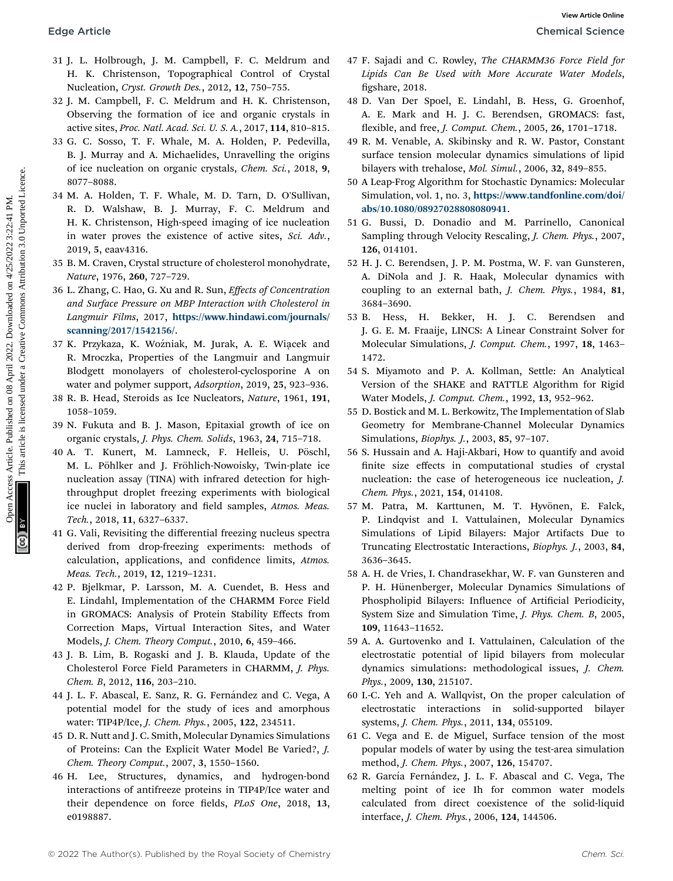31 J. L. Holbrough, J. M. Campbell, F. C. Meldrum and H. K. Christenson, Topographical Control of Crystal Nucleation, *Cryst. Growth Des.*, 2012, **12**, 750–755.

32 J. M. Campbell, F. C. Meldrum and H. K. Christenson, Observing the formation of ice and organic crystals in active sites, *Proc. Natl. Acad. Sci. U. S. A.*, 2017, **114**, 810–815.

33 G. C. Sosso, T. F. Whale, M. A. Holden, P. Pedevilla, B. J. Murray and A. Michaelides, Unravelling the origins of ice nucleation on organic crystals, *Chem. Sci.*, 2018, **9**, 8077–8088.

34 M. A. Holden, T. F. Whale, M. D. Tarn, D. O'Sullivan, R. D. Walshaw, B. J. Murray, F. C. Meldrum and H. K. Christenson, High-speed imaging of ice nucleation in water proves the existence of active sites, *Sci. Adv.*, 2019, **5**, eaav4316.

35 B. M. Craven, Crystal structure of cholesterol monohydrate, *Nature*, 1976, **260**, 727–729.

36 L. Zhang, C. Hao, G. Xu and R. Sun, *Effects of Concentration and Surface Pressure on MBP Interaction with Cholesterol in Langmuir Films*, 2017, **https://www.hindawi.com/journals/scanning/2017/1542156/**.

37 K. Przykaza, K. Woźniak, M. Jurak, A. E. Wiącek and R. Mroczka, Properties of the Langmuir and Langmuir Blodgett monolayers of cholesterol-cyclosporine A on water and polymer support, *Adsorption*, 2019, **25**, 923–936.

38 R. B. Head, Steroids as Ice Nucleators, *Nature*, 1961, **191**, 1058–1059.

39 N. Fukuta and B. J. Mason, Epitaxial growth of ice on organic crystals, *J. Phys. Chem. Solids*, 1963, **24**, 715–718.

40 A. T. Kunert, M. Lamneck, F. Helleis, U. Pöschl, M. L. Pöhlker and J. Fröhlich-Nowoisky, Twin-plate ice nucleation assay (TINA) with infrared detection for high-throughput droplet freezing experiments with biological ice nuclei in laboratory and field samples, *Atmos. Meas. Tech.*, 2018, **11**, 6327–6337.

41 G. Vali, Revisiting the differential freezing nucleus spectra derived from drop-freezing experiments: methods of calculation, applications, and confidence limits, *Atmos. Meas. Tech.*, 2019, **12**, 1219–1231.

42 P. Bjelkmar, P. Larsson, M. A. Cuendet, B. Hess and E. Lindahl, Implementation of the CHARMM Force Field in GROMACS: Analysis of Protein Stability Effects from Correction Maps, Virtual Interaction Sites, and Water Models, *J. Chem. Theory Comput.*, 2010, **6**, 459–466.

43 J. B. Lim, B. Rogaski and J. B. Klauda, Update of the Cholesterol Force Field Parameters in CHARMM, *J. Phys. Chem. B*, 2012, **116**, 203–210.

44 J. L. F. Abascal, E. Sanz, R. G. Fernández and C. Vega, A potential model for the study of ices and amorphous water: TIP4P/Ice, *J. Chem. Phys.*, 2005, **122**, 234511.

45 D. R. Nutt and J. C. Smith, Molecular Dynamics Simulations of Proteins: Can the Explicit Water Model Be Varied?, *J. Chem. Theory Comput.*, 2007, **3**, 1550–1560.

46 H. Lee, Structures, dynamics, and hydrogen-bond interactions of antifreeze proteins in TIP4P/Ice water and their dependence on force fields, *PLoS One*, 2018, **13**, e0198887.

47 F. Sajadi and C. Rowley, *The CHARMM36 Force Field for Lipids Can Be Used with More Accurate Water Models*, figshare, 2018.

48 D. Van Der Spoel, E. Lindahl, B. Hess, G. Groenhof, A. E. Mark and H. J. C. Berendsen, GROMACS: fast, flexible, and free, *J. Comput. Chem.*, 2005, **26**, 1701–1718.

49 R. M. Venable, A. Skibinsky and R. W. Pastor, Constant surface tension molecular dynamics simulations of lipid bilayers with trehalose, *Mol. Simul.*, 2006, **32**, 849–855.

50 A Leap-Frog Algorithm for Stochastic Dynamics: Molecular Simulation, vol. 1, no. 3, **https://www.tandfonline.com/doi/abs/10.1080/08927028808080941**.

51 G. Bussi, D. Donadio and M. Parrinello, Canonical Sampling through Velocity Rescaling, *J. Chem. Phys.*, 2007, **126**, 014101.

52 H. J. C. Berendsen, J. P. M. Postma, W. F. van Gunsteren, A. DiNola and J. R. Haak, Molecular dynamics with coupling to an external bath, *J. Chem. Phys.*, 1984, **81**, 3684–3690.

53 B. Hess, H. Bekker, H. J. C. Berendsen and J. G. E. M. Fraaije, LINCS: A Linear Constraint Solver for Molecular Simulations, *J. Comput. Chem.*, 1997, **18**, 1463–1472.

54 S. Miyamoto and P. A. Kollman, Settle: An Analytical Version of the SHAKE and RATTLE Algorithm for Rigid Water Models, *J. Comput. Chem.*, 1992, **13**, 952–962.

55 D. Bostick and M. L. Berkowitz, The Implementation of Slab Geometry for Membrane-Channel Molecular Dynamics Simulations, *Biophys. J.*, 2003, **85**, 97–107.

56 S. Hussain and A. Haji-Akbari, How to quantify and avoid finite size effects in computational studies of crystal nucleation: the case of heterogeneous ice nucleation, *J. Chem. Phys.*, 2021, **154**, 014108.

57 M. Patra, M. Karttunen, M. T. Hyvönen, E. Falck, P. Lindqvist and I. Vattulainen, Molecular Dynamics Simulations of Lipid Bilayers: Major Artifacts Due to Truncating Electrostatic Interactions, *Biophys. J.*, 2003, **84**, 3636–3645.

58 A. H. de Vries, I. Chandrasekhar, W. F. van Gunsteren and P. H. Hünenberger, Molecular Dynamics Simulations of Phospholipid Bilayers: Influence of Artificial Periodicity, System Size and Simulation Time, *J. Phys. Chem. B*, 2005, **109**, 11643–11652.

59 A. A. Gurtovenko and I. Vattulainen, Calculation of the electrostatic potential of lipid bilayers from molecular dynamics simulations: methodological issues, *J. Chem. Phys.*, 2009, **130**, 215107.

60 I.-C. Yeh and A. Wallqvist, On the proper calculation of electrostatic interactions in solid-supported bilayer systems, *J. Chem. Phys.*, 2011, **134**, 055109.

61 C. Vega and E. de Miguel, Surface tension of the most popular models of water by using the test-area simulation method, *J. Chem. Phys.*, 2007, **126**, 154707.

62 R. García Fernández, J. L. F. Abascal and C. Vega, The melting point of ice Ih for common water models calculated from direct coexistence of the solid-liquid interface, *J. Chem. Phys.*, 2006, **124**, 144506.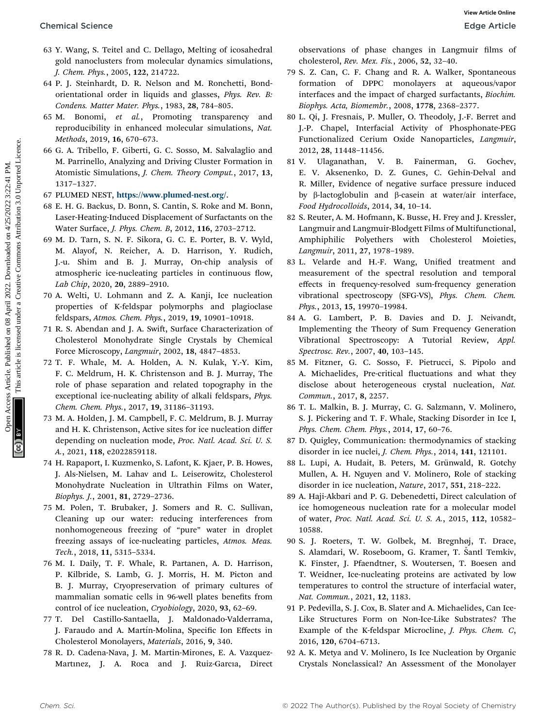63 Y. Wang, S. Teitel and C. Dellago, Melting of icosahedral gold nanoclusters from molecular dynamics simulations, *J. Chem. Phys.*, 2005, **122**, 214722.

64 P. J. Steinhardt, D. R. Nelson and M. Ronchetti, Bond-orientational order in liquids and glasses, *Phys. Rev. B: Condens. Matter Mater. Phys.*, 1983, **28**, 784–805.

65 M. Bonomi, *et al.*, Promoting transparency and reproducibility in enhanced molecular simulations, *Nat. Methods*, 2019, **16**, 670–673.

66 G. A. Tribello, F. Giberti, G. C. Sosso, M. Salvalaglio and M. Parrinello, Analyzing and Driving Cluster Formation in Atomistic Simulations, *J. Chem. Theory Comput.*, 2017, **13**, 1317–1327.

67 PLUMED NEST, https://www.plumed-nest.org/.

68 E. H. G. Backus, D. Bonn, S. Cantin, S. Roke and M. Bonn, Laser-Heating-Induced Displacement of Surfactants on the Water Surface, *J. Phys. Chem. B*, 2012, **116**, 2703–2712.

69 M. D. Tarn, S. N. F. Sikora, G. C. E. Porter, B. V. Wyld, M. Alayof, N. Reicher, A. D. Harrison, Y. Rudich, J.-u. Shim and B. J. Murray, On-chip analysis of atmospheric ice-nucleating particles in continuous flow, *Lab Chip*, 2020, **20**, 2889–2910.

70 A. Welti, U. Lohmann and Z. A. Kanji, Ice nucleation properties of K-feldspar polymorphs and plagioclase feldspars, *Atmos. Chem. Phys.*, 2019, **19**, 10901–10918.

71 R. S. Abendan and J. A. Swift, Surface Characterization of Cholesterol Monohydrate Single Crystals by Chemical Force Microscopy, *Langmuir*, 2002, **18**, 4847–4853.

72 T. F. Whale, M. A. Holden, A. N. Kulak, Y.-Y. Kim, F. C. Meldrum, H. K. Christenson and B. J. Murray, The role of phase separation and related topography in the exceptional ice-nucleating ability of alkali feldspars, *Phys. Chem. Chem. Phys.*, 2017, **19**, 31186–31193.

73 M. A. Holden, J. M. Campbell, F. C. Meldrum, B. J. Murray and H. K. Christenson, Active sites for ice nucleation differ depending on nucleation mode, *Proc. Natl. Acad. Sci. U. S. A.*, 2021, **118**, e2022859118.

74 H. Rapaport, I. Kuzmenko, S. Lafont, K. Kjaer, P. B. Howes, J. Als-Nielsen, M. Lahav and L. Leiserowitz, Cholesterol Monohydrate Nucleation in Ultrathin Films on Water, *Biophys. J.*, 2001, **81**, 2729–2736.

75 M. Polen, T. Brubaker, J. Somers and R. C. Sullivan, Cleaning up our water: reducing interferences from nonhomogeneous freezing of "pure" water in droplet freezing assays of ice-nucleating particles, *Atmos. Meas. Tech.*, 2018, **11**, 5315–5334.

76 M. I. Daily, T. F. Whale, R. Partanen, A. D. Harrison, P. Kilbride, S. Lamb, G. J. Morris, H. M. Picton and B. J. Murray, Cryopreservation of primary cultures of mammalian somatic cells in 96-well plates benefits from control of ice nucleation, *Cryobiology*, 2020, **93**, 62–69.

77 T. Del Castillo-Santaella, J. Maldonado-Valderrama, J. Faraudo and A. Martín-Molina, Specific Ion Effects in Cholesterol Monolayers, *Materials*, 2016, **9**, 340.

78 R. D. Cadena-Nava, J. M. Martin-Mirones, E. A. Vazquez-Martınez, J. A. Roca and J. Ruiz-Garcıa, Direct observations of phase changes in Langmuir films of cholesterol, *Rev. Mex. Fis.*, 2006, **52**, 32–40.

79 S. Z. Can, C. F. Chang and R. A. Walker, Spontaneous formation of DPPC monolayers at aqueous/vapor interfaces and the impact of charged surfactants, *Biochim. Biophys. Acta, Biomembr.*, 2008, **1778**, 2368–2377.

80 L. Qi, J. Fresnais, P. Muller, O. Theodoly, J.-F. Berret and J.-P. Chapel, Interfacial Activity of Phosphonate-PEG Functionalized Cerium Oxide Nanoparticles, *Langmuir*, 2012, **28**, 11448–11456.

81 V. Ulaganathan, V. B. Fainerman, G. Gochev, E. V. Aksenenko, D. Z. Gunes, C. Gehin-Delval and R. Miller, Evidence of negative surface pressure induced by β-lactoglobulin and β-casein at water/air interface, *Food Hydrocolloids*, 2014, **34**, 10–14.

82 S. Reuter, A. M. Hofmann, K. Busse, H. Frey and J. Kressler, Langmuir and Langmuir-Blodgett Films of Multifunctional, Amphiphilic Polyethers with Cholesterol Moieties, *Langmuir*, 2011, **27**, 1978–1989.

83 L. Velarde and H.-F. Wang, Unified treatment and measurement of the spectral resolution and temporal effects in frequency-resolved sum-frequency generation vibrational spectroscopy (SFG-VS), *Phys. Chem. Chem. Phys.*, 2013, **15**, 19970–19984.

84 A. G. Lambert, P. B. Davies and D. J. Neivandt, Implementing the Theory of Sum Frequency Generation Vibrational Spectroscopy: A Tutorial Review, *Appl. Spectrosc. Rev.*, 2007, **40**, 103–145.

85 M. Fitzner, G. C. Sosso, F. Pietrucci, S. Pipolo and A. Michaelides, Pre-critical fluctuations and what they disclose about heterogeneous crystal nucleation, *Nat. Commun.*, 2017, **8**, 2257.

86 T. L. Malkin, B. J. Murray, C. G. Salzmann, V. Molinero, S. J. Pickering and T. F. Whale, Stacking Disorder in Ice I, *Phys. Chem. Chem. Phys.*, 2014, **17**, 60–76.

87 D. Quigley, Communication: thermodynamics of stacking disorder in ice nuclei, *J. Chem. Phys.*, 2014, **141**, 121101.

88 L. Lupi, A. Hudait, B. Peters, M. Grünwald, R. Gotchy Mullen, A. H. Nguyen and V. Molinero, Role of stacking disorder in ice nucleation, *Nature*, 2017, **551**, 218–222.

89 A. Haji-Akbari and P. G. Debenedetti, Direct calculation of ice homogeneous nucleation rate for a molecular model of water, *Proc. Natl. Acad. Sci. U. S. A.*, 2015, **112**, 10582–10588.

90 S. J. Roeters, T. W. Golbek, M. Bregnhøj, T. Drace, S. Alamdari, W. Roseboom, G. Kramer, T. Šantl Temkiv, K. Finster, J. Pfaendtner, S. Woutersen, T. Boesen and T. Weidner, Ice-nucleating proteins are activated by low temperatures to control the structure of interfacial water, *Nat. Commun.*, 2021, **12**, 1183.

91 P. Pedevilla, S. J. Cox, B. Slater and A. Michaelides, Can Ice-Like Structures Form on Non-Ice-Like Substrates? The Example of the K-feldspar Microcline, *J. Phys. Chem. C*, 2016, **120**, 6704–6713.

92 A. K. Metya and V. Molinero, Is Ice Nucleation by Organic Crystals Nonclassical? An Assessment of the Monolayer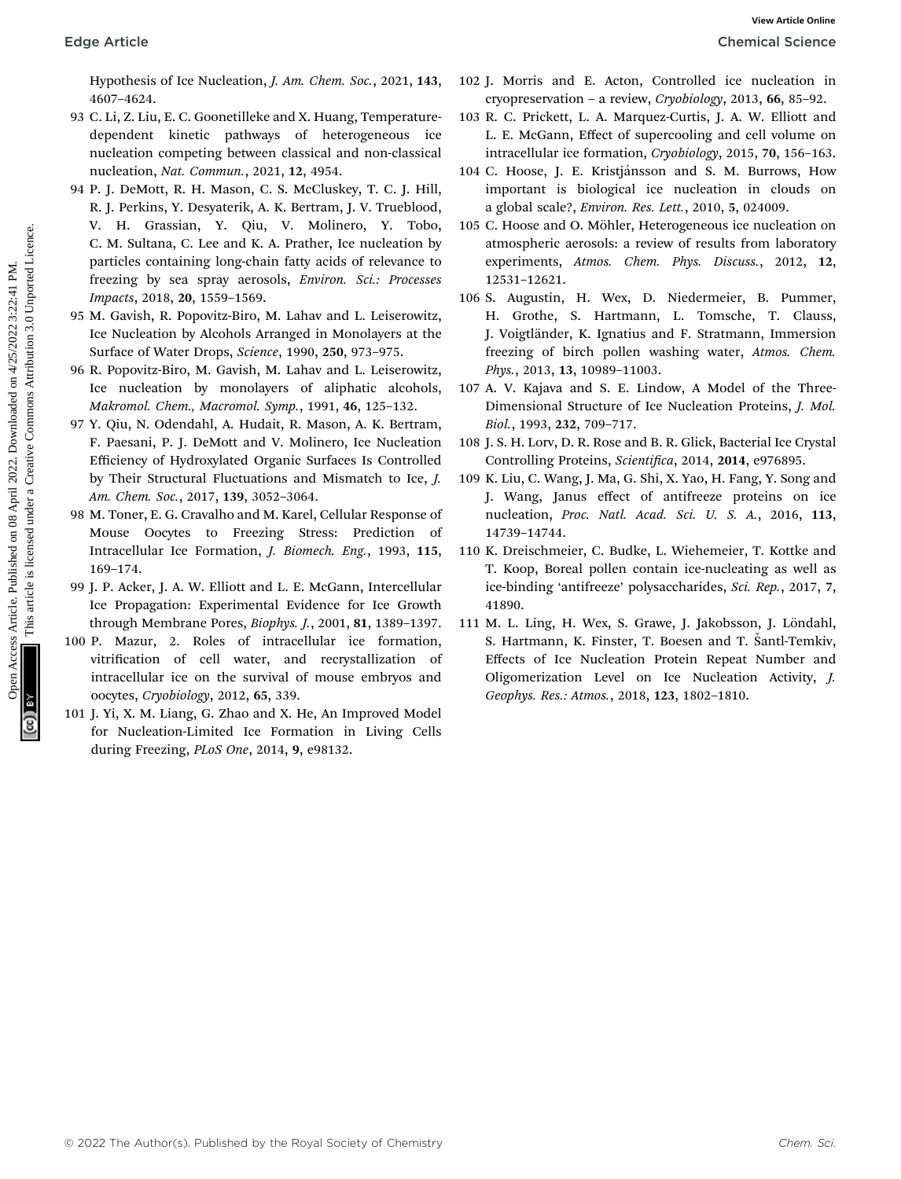Hypothesis of Ice Nucleation, *J. Am. Chem. Soc.*, 2021, **143**, 4607–4624.

93 C. Li, Z. Liu, E. C. Goonetilleke and X. Huang, Temperature-dependent kinetic pathways of heterogeneous ice nucleation competing between classical and non-classical nucleation, *Nat. Commun.*, 2021, **12**, 4954.

94 P. J. DeMott, R. H. Mason, C. S. McCluskey, T. C. J. Hill, R. J. Perkins, Y. Desyaterik, A. K. Bertram, J. V. Trueblood, V. H. Grassian, Y. Qiu, V. Molinero, Y. Tobo, C. M. Sultana, C. Lee and K. A. Prather, Ice nucleation by particles containing long-chain fatty acids of relevance to freezing by sea spray aerosols, *Environ. Sci.: Processes Impacts*, 2018, **20**, 1559–1569.

95 M. Gavish, R. Popovitz-Biro, M. Lahav and L. Leiserowitz, Ice Nucleation by Alcohols Arranged in Monolayers at the Surface of Water Drops, *Science*, 1990, **250**, 973–975.

96 R. Popovitz-Biro, M. Gavish, M. Lahav and L. Leiserowitz, Ice nucleation by monolayers of aliphatic alcohols, *Makromol. Chem., Macromol. Symp.*, 1991, **46**, 125–132.

97 Y. Qiu, N. Odendahl, A. Hudait, R. Mason, A. K. Bertram, F. Paesani, P. J. DeMott and V. Molinero, Ice Nucleation Efficiency of Hydroxylated Organic Surfaces Is Controlled by Their Structural Fluctuations and Mismatch to Ice, *J. Am. Chem. Soc.*, 2017, **139**, 3052–3064.

98 M. Toner, E. G. Cravalho and M. Karel, Cellular Response of Mouse Oocytes to Freezing Stress: Prediction of Intracellular Ice Formation, *J. Biomech. Eng.*, 1993, **115**, 169–174.

99 J. P. Acker, J. A. W. Elliott and L. E. McGann, Intercellular Ice Propagation: Experimental Evidence for Ice Growth through Membrane Pores, *Biophys. J.*, 2001, **81**, 1389–1397.

100 P. Mazur, 2. Roles of intracellular ice formation, vitrification of cell water, and recrystallization of intracellular ice on the survival of mouse embryos and oocytes, *Cryobiology*, 2012, **65**, 339.

101 J. Yi, X. M. Liang, G. Zhao and X. He, An Improved Model for Nucleation-Limited Ice Formation in Living Cells during Freezing, *PLoS One*, 2014, **9**, e98132.

102 J. Morris and E. Acton, Controlled ice nucleation in cryopreservation – a review, *Cryobiology*, 2013, **66**, 85–92.

103 R. C. Prickett, L. A. Marquez-Curtis, J. A. W. Elliott and L. E. McGann, Effect of supercooling and cell volume on intracellular ice formation, *Cryobiology*, 2015, **70**, 156–163.

104 C. Hoose, J. E. Kristjánsson and S. M. Burrows, How important is biological ice nucleation in clouds on a global scale?, *Environ. Res. Lett.*, 2010, **5**, 024009.

105 C. Hoose and O. Möhler, Heterogeneous ice nucleation on atmospheric aerosols: a review of results from laboratory experiments, *Atmos. Chem. Phys. Discuss.*, 2012, **12**, 12531–12621.

106 S. Augustin, H. Wex, D. Niedermeier, B. Pummer, H. Grothe, S. Hartmann, L. Tomsche, T. Clauss, J. Voigtländer, K. Ignatius and F. Stratmann, Immersion freezing of birch pollen washing water, *Atmos. Chem. Phys.*, 2013, **13**, 10989–11003.

107 A. V. Kajava and S. E. Lindow, A Model of the Three-Dimensional Structure of Ice Nucleation Proteins, *J. Mol. Biol.*, 1993, **232**, 709–717.

108 J. S. H. Lorv, D. R. Rose and B. R. Glick, Bacterial Ice Crystal Controlling Proteins, *Scientifica*, 2014, **2014**, e976895.

109 K. Liu, C. Wang, J. Ma, G. Shi, X. Yao, H. Fang, Y. Song and J. Wang, Janus effect of antifreeze proteins on ice nucleation, *Proc. Natl. Acad. Sci. U. S. A.*, 2016, **113**, 14739–14744.

110 K. Dreischmeier, C. Budke, L. Wiehemeier, T. Kottke and T. Koop, Boreal pollen contain ice-nucleating as well as ice-binding 'antifreeze' polysaccharides, *Sci. Rep.*, 2017, **7**, 41890.

111 M. L. Ling, H. Wex, S. Grawe, J. Jakobsson, J. Löndahl, S. Hartmann, K. Finster, T. Boesen and T. Šantl-Temkiv, Effects of Ice Nucleation Protein Repeat Number and Oligomerization Level on Ice Nucleation Activity, *J. Geophys. Res.: Atmos.*, 2018, **123**, 1802–1810.